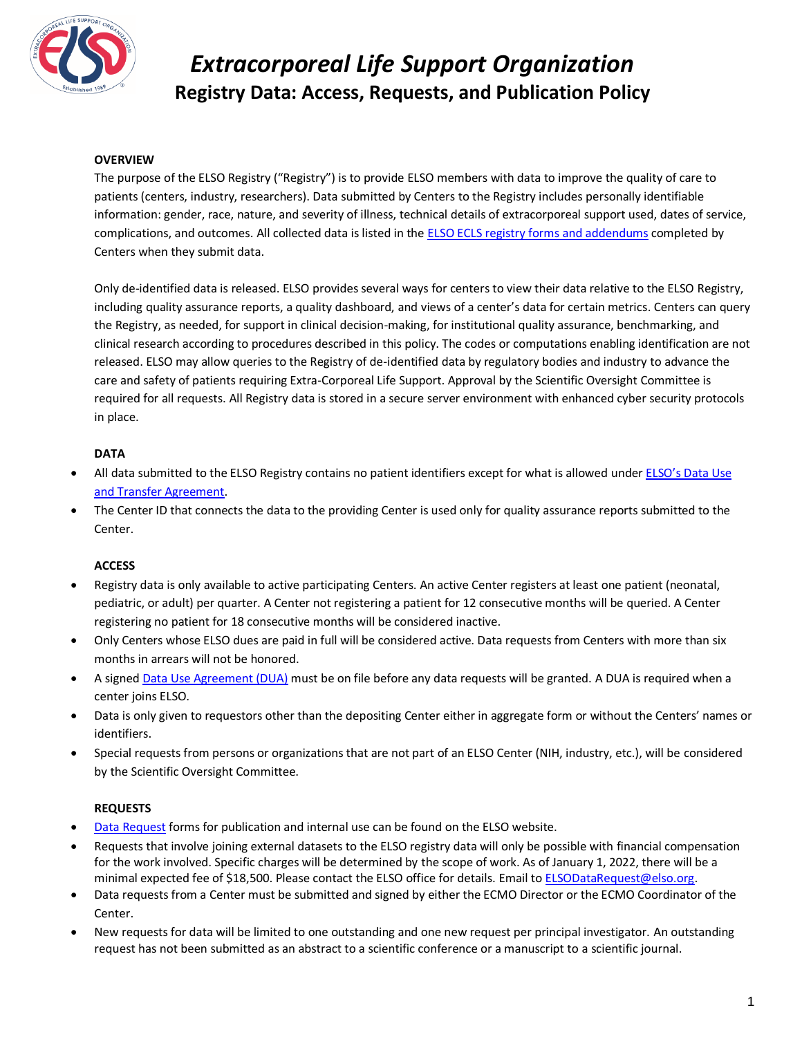# *Extracorporeal Life Support Organization*

## Registry Data: Access, Requests, and Publication Policy

### OVERVIEW

The purpose of the ELSO Registry ("Registry") is to provide ELSO members with data to improve the quality of care to patients (centers, industry, researchers). Data submitted by Centers to the Registry includes personally identifiable information: gender, race, nature, and severity of illness, technical details of extracorporeal support used, dates of service, complications, and outcomes. All collected data is listed in the ELSO ECLS registry forms and addendums completed by Centers when they submit data.

Only de-identified data is released. ELSO provides several ways for centers to view their data relative to the ELSO Registry, including quality assurance reports, a quality dashboard, and views of a center's data for certain metrics. Centers can query the Registry, as needed, for support in clinical decision-making, for institutional quality assurance, benchmarking, and clinical research according to procedures described in this policy. The codes or computations enabling identification are not released. ELSO may allow queries to the Registry of de-identified data by regulatory bodies and industry to advance the care and safety of patients requiring Extra-Corporeal Life Support. Approval by the Scientific Oversight Committee is required for all requests. All Registry data is stored in a secure server environment with enhanced cyber security protocols in place.

### DATA

- All data submitted to the ELSO Registry contains no patient identifiers except for what is allowed under ELSO's Data Use and Transfer Agreement.
- The Center ID that connects the data to the providing Center is used only for quality assurance reports submitted to the Center.

### ACCESS

- Registry data is only available to active participating Centers. An active Center registers at least one patient (neonatal, pediatric, or adult) per quarter. A Center not registering a patient for 12 consecutive months will be queried. A Center registering no patient for 18 consecutive months will be considered inactive.
- Only Centers whose ELSO dues are paid in full will be considered active. Data requests from Centers with more than six months in arrears will not be honored.
- A signed Data Use Agreement (DUA) must be on file before any data requests will be granted. A DUA is required when a center joins ELSO.
- Data is only given to requestors other than the depositing Center either in aggregate form or without the Centers' names or identifiers.
- Special requests from persons or organizations that are not part of an ELSO Center (NIH, industry, etc.), will be considered by the Scientific Oversight Committee.

### REQUESTS

- Data Request forms for publication and internal use can be found on the ELSO website.
- Requests that involve joining external datasets to the ELSO registry data will only be possible with financial compensation for the work involved. Specific charges will be determined by the scope of work. As of January 1, 2022, there will be a minimal expected fee of $18,500. Please contact the ELSO office for details. Email to ELSODataRequest@elso.org.
- Data requests from a Center must be submitted and signed by either the ECMO Director or the ECMO Coordinator of the Center.
- New requests for data will be limited to one outstanding and one new request per principal investigator. An outstanding request has not been submitted as an abstract to a scientific conference or a manuscript to a scientific journal.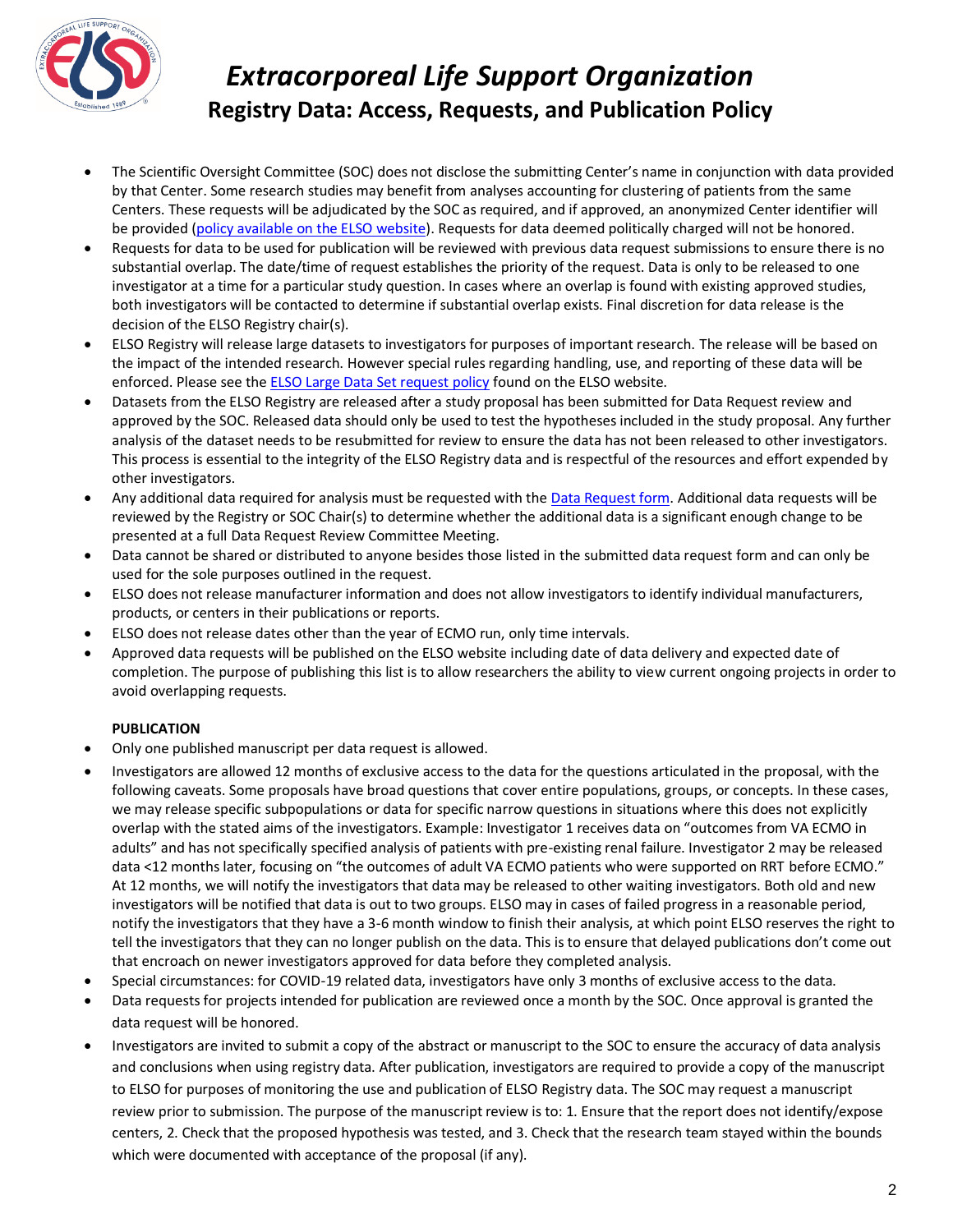- The Scientific Oversight Committee (SOC) does not disclose the submitting Center's name in conjunction with data provided by that Center. Some research studies may benefit from analyses accounting for clustering of patients from the same Centers. These requests will be adjudicated by the SOC as required, and if approved, an anonymized Center identifier will be provided (policy available on the ELSO website). Requests for data deemed politically charged will not be honored.
- Requests for data to be used for publication will be reviewed with previous data request submissions to ensure there is no substantial overlap. The date/time of request establishes the priority of the request. Data is only to be released to one investigator at a time for a particular study question. In cases where an overlap is found with existing approved studies, both investigators will be contacted to determine if substantial overlap exists. Final discretion for data release is the decision of the ELSO Registry chair(s).
- ELSO Registry will release large datasets to investigators for purposes of important research. The release will be based on the impact of the intended research. However special rules regarding handling, use, and reporting of these data will be enforced. Please see the ELSO Large Data Set request policy found on the ELSO website.
- Datasets from the ELSO Registry are released after a study proposal has been submitted for Data Request review and approved by the SOC. Released data should only be used to test the hypotheses included in the study proposal. Any further analysis of the dataset needs to be resubmitted for review to ensure the data has not been released to other investigators. This process is essential to the integrity of the ELSO Registry data and is respectful of the resources and effort expended by other investigators.
- Any additional data required for analysis must be requested with the Data Request form. Additional data requests will be reviewed by the Registry or SOC Chair(s) to determine whether the additional data is a significant enough change to be presented at a full Data Request Review Committee Meeting.
- Data cannot be shared or distributed to anyone besides those listed in the submitted data request form and can only be used for the sole purposes outlined in the request.
- ELSO does not release manufacturer information and does not allow investigators to identify individual manufacturers, products, or centers in their publications or reports.
- ELSO does not release dates other than the year of ECMO run, only time intervals.
- Approved data requests will be published on the ELSO website including date of data delivery and expected date of completion. The purpose of publishing this list is to allow researchers the ability to view current ongoing projects in order to avoid overlapping requests.

**PUBLICATION**

- Only one published manuscript per data request is allowed.
- Investigators are allowed 12 months of exclusive access to the data for the questions articulated in the proposal, with the following caveats. Some proposals have broad questions that cover entire populations, groups, or concepts. In these cases, we may release specific subpopulations or data for specific narrow questions in situations where this does not explicitly overlap with the stated aims of the investigators. Example: Investigator 1 receives data on "outcomes from VA ECMO in adults" and has not specifically specified analysis of patients with pre-existing renal failure. Investigator 2 may be released data <12 months later, focusing on "the outcomes of adult VA ECMO patients who were supported on RRT before ECMO." At 12 months, we will notify the investigators that data may be released to other waiting investigators. Both old and new investigators will be notified that data is out to two groups. ELSO may in cases of failed progress in a reasonable period, notify the investigators that they have a 3-6 month window to finish their analysis, at which point ELSO reserves the right to tell the investigators that they can no longer publish on the data. This is to ensure that delayed publications don't come out that encroach on newer investigators approved for data before they completed analysis.
- Special circumstances: for COVID-19 related data, investigators have only 3 months of exclusive access to the data.
- Data requests for projects intended for publication are reviewed once a month by the SOC. Once approval is granted the data request will be honored.
- Investigators are invited to submit a copy of the abstract or manuscript to the SOC to ensure the accuracy of data analysis and conclusions when using registry data. After publication, investigators are required to provide a copy of the manuscript to ELSO for purposes of monitoring the use and publication of ELSO Registry data. The SOC may request a manuscript review prior to submission. The purpose of the manuscript review is to: 1. Ensure that the report does not identify/expose centers, 2. Check that the proposed hypothesis was tested, and 3. Check that the research team stayed within the bounds which were documented with acceptance of the proposal (if any).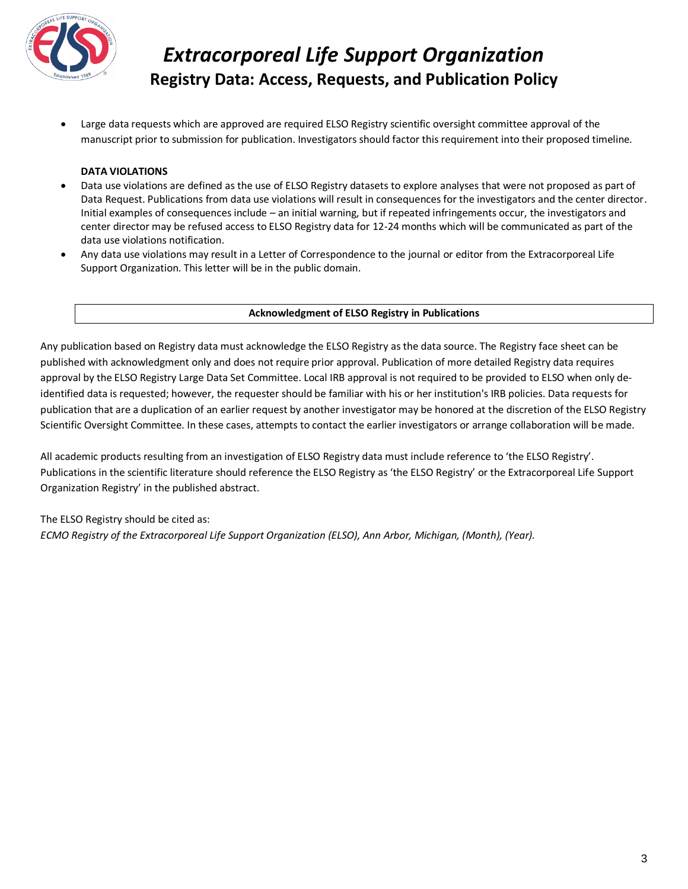- Large data requests which are approved are required ELSO Registry scientific oversight committee approval of the manuscript prior to submission for publication. Investigators should factor this requirement into their proposed timeline.

**DATA VIOLATIONS**

- Data use violations are defined as the use of ELSO Registry datasets to explore analyses that were not proposed as part of Data Request. Publications from data use violations will result in consequences for the investigators and the center director. Initial examples of consequences include – an initial warning, but if repeated infringements occur, the investigators and center director may be refused access to ELSO Registry data for 12-24 months which will be communicated as part of the data use violations notification.
- Any data use violations may result in a Letter of Correspondence to the journal or editor from the Extracorporeal Life Support Organization. This letter will be in the public domain.

## Acknowledgment of ELSO Registry in Publications

Any publication based on Registry data must acknowledge the ELSO Registry as the data source. The Registry face sheet can be published with acknowledgment only and does not require prior approval. Publication of more detailed Registry data requires approval by the ELSO Registry Large Data Set Committee. Local IRB approval is not required to be provided to ELSO when only de-identified data is requested; however, the requester should be familiar with his or her institution's IRB policies. Data requests for publication that are a duplication of an earlier request by another investigator may be honored at the discretion of the ELSO Registry Scientific Oversight Committee. In these cases, attempts to contact the earlier investigators or arrange collaboration will be made.

All academic products resulting from an investigation of ELSO Registry data must include reference to 'the ELSO Registry'. Publications in the scientific literature should reference the ELSO Registry as 'the ELSO Registry' or the Extracorporeal Life Support Organization Registry' in the published abstract.

The ELSO Registry should be cited as:
*ECMO Registry of the Extracorporeal Life Support Organization (ELSO), Ann Arbor, Michigan, (Month), (Year).*